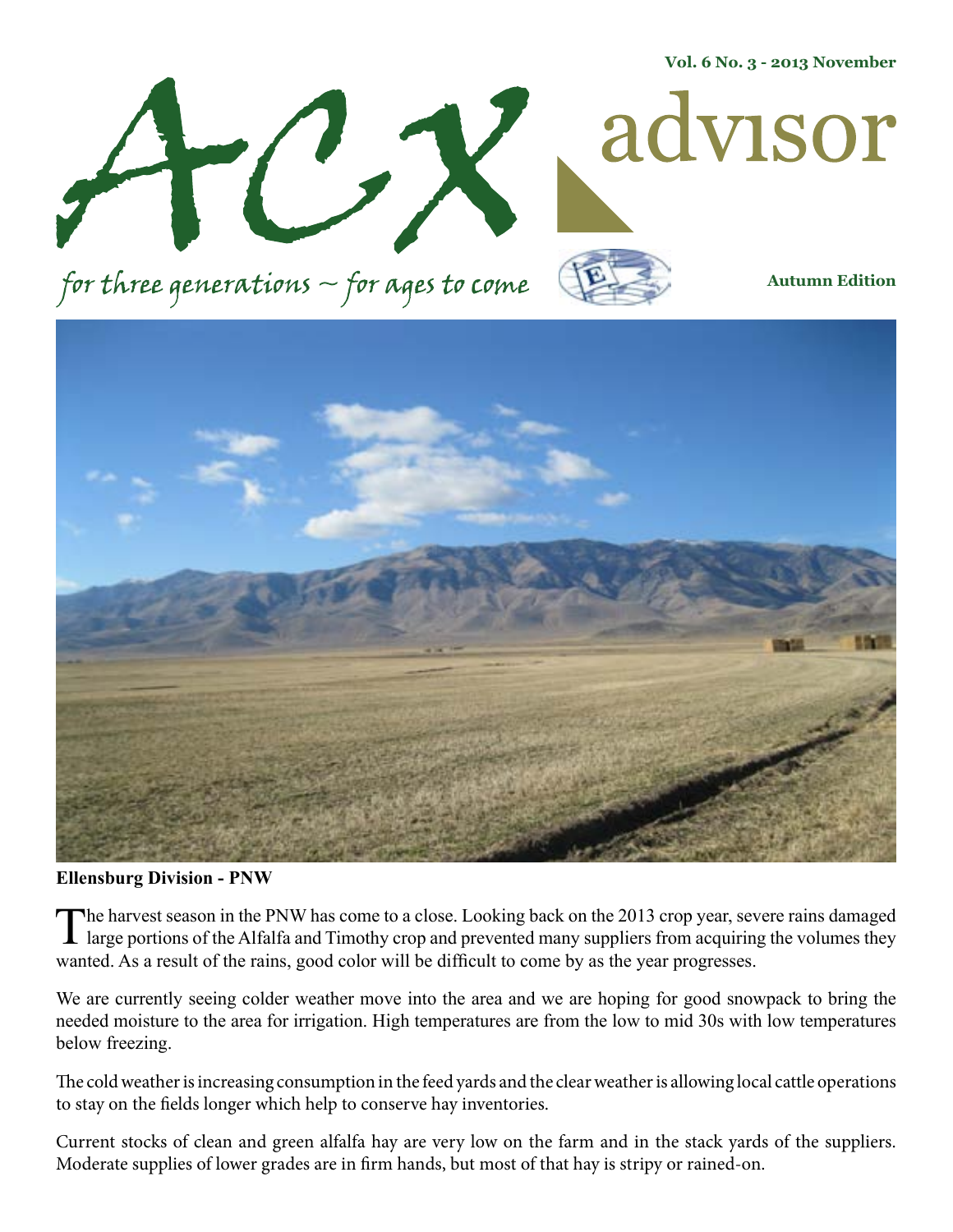Vol. 6 No. 3 - 2013 November

# ACX advisor

*for three generations ~ for ages to come*

**Autumn Edition**

**Ellensburg Division - PNW**

The harvest season in the PNW has come to a close. Looking back on the 2013 crop year, severe rains damaged large portions of the Alfalfa and Timothy crop and prevented many suppliers from acquiring the volumes they wanted. As a result of the rains, good color will be difficult to come by as the year progresses.

We are currently seeing colder weather move into the area and we are hoping for good snowpack to bring the needed moisture to the area for irrigation. High temperatures are from the low to mid 30s with low temperatures below freezing.

The cold weather is increasing consumption in the feed yards and the clear weather is allowing local cattle operations to stay on the fields longer which help to conserve hay inventories.

Current stocks of clean and green alfalfa hay are very low on the farm and in the stack yards of the suppliers. Moderate supplies of lower grades are in firm hands, but most of that hay is stripy or rained-on.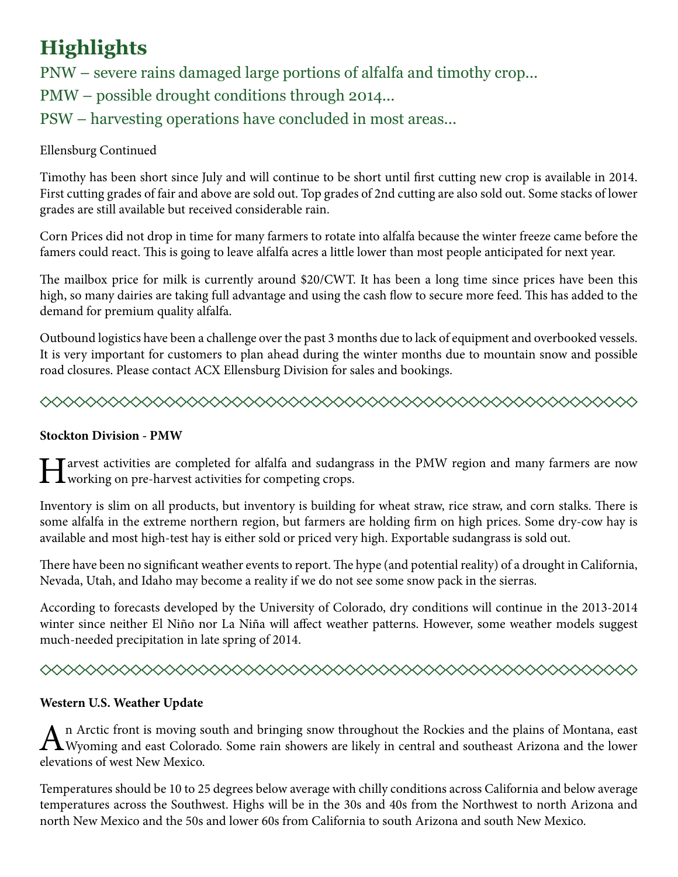## Highlights

PNW – severe rains damaged large portions of alfalfa and timothy crop...

PMW – possible drought conditions through 2014...

PSW – harvesting operations have concluded in most areas...

Ellensburg Continued

Timothy has been short since July and will continue to be short until first cutting new crop is available in 2014. First cutting grades of fair and above are sold out. Top grades of 2nd cutting are also sold out. Some stacks of lower grades are still available but received considerable rain.

Corn Prices did not drop in time for many farmers to rotate into alfalfa because the winter freeze came before the famers could react. This is going to leave alfalfa acres a little lower than most people anticipated for next year.

The mailbox price for milk is currently around $20/CWT. It has been a long time since prices have been this high, so many dairies are taking full advantage and using the cash flow to secure more feed. This has added to the demand for premium quality alfalfa.

Outbound logistics have been a challenge over the past 3 months due to lack of equipment and overbooked vessels. It is very important for customers to plan ahead during the winter months due to mountain snow and possible road closures. Please contact ACX Ellensburg Division for sales and bookings.

---

**Stockton Division - PMW**

Harvest activities are completed for alfalfa and sudangrass in the PMW region and many farmers are now working on pre-harvest activities for competing crops.

Inventory is slim on all products, but inventory is building for wheat straw, rice straw, and corn stalks. There is some alfalfa in the extreme northern region, but farmers are holding firm on high prices. Some dry-cow hay is available and most high-test hay is either sold or priced very high. Exportable sudangrass is sold out.

There have been no significant weather events to report. The hype (and potential reality) of a drought in California, Nevada, Utah, and Idaho may become a reality if we do not see some snow pack in the sierras.

According to forecasts developed by the University of Colorado, dry conditions will continue in the 2013-2014 winter since neither El Niño nor La Niña will affect weather patterns. However, some weather models suggest much-needed precipitation in late spring of 2014.

---

**Western U.S. Weather Update**

An Arctic front is moving south and bringing snow throughout the Rockies and the plains of Montana, east Wyoming and east Colorado. Some rain showers are likely in central and southeast Arizona and the lower elevations of west New Mexico.

Temperatures should be 10 to 25 degrees below average with chilly conditions across California and below average temperatures across the Southwest. Highs will be in the 30s and 40s from the Northwest to north Arizona and north New Mexico and the 50s and lower 60s from California to south Arizona and south New Mexico.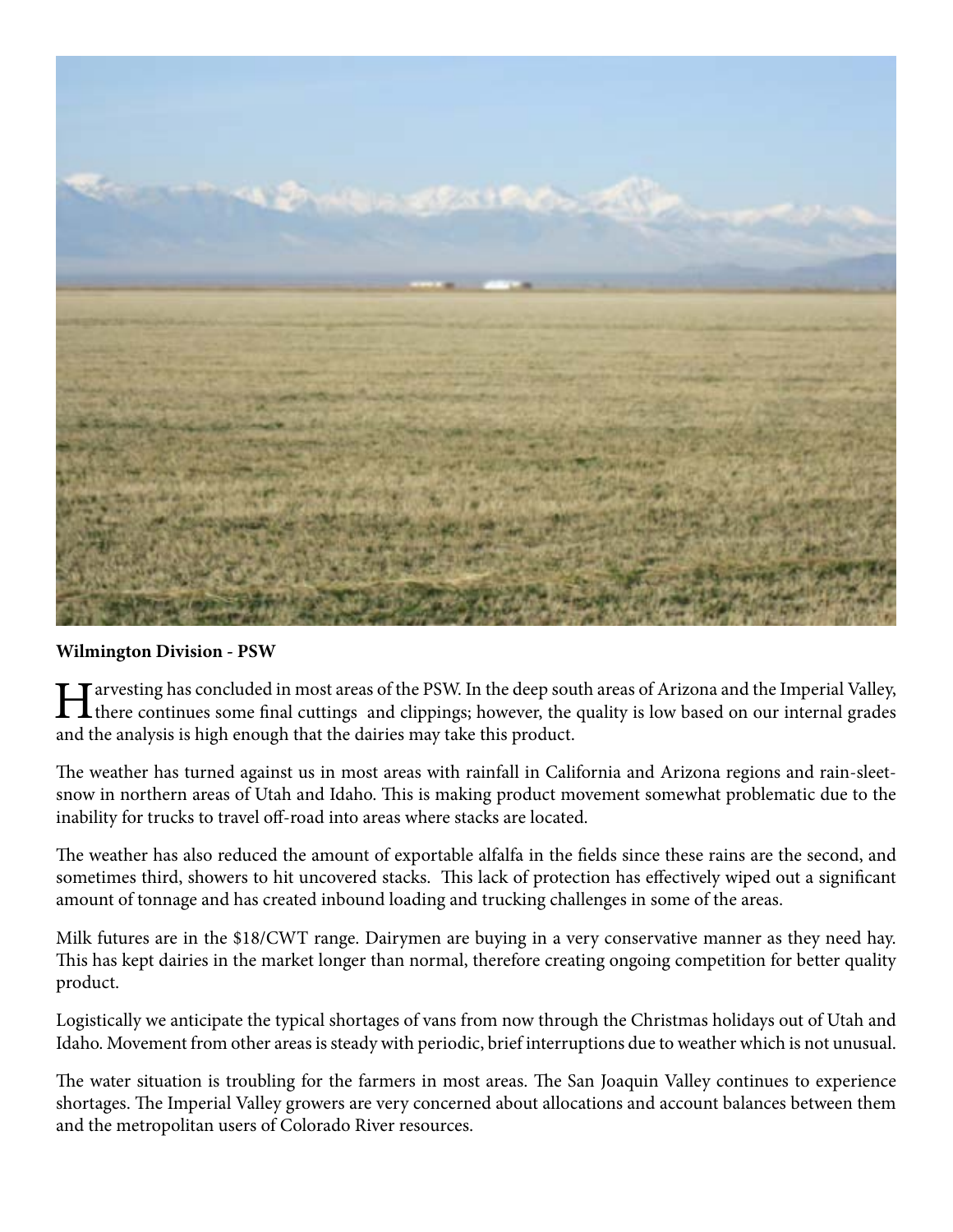**Wilmington Division - PSW**

Harvesting has concluded in most areas of the PSW. In the deep south areas of Arizona and the Imperial Valley, there continues some final cuttings and clippings; however, the quality is low based on our internal grades and the analysis is high enough that the dairies may take this product.

The weather has turned against us in most areas with rainfall in California and Arizona regions and rain-sleet-snow in northern areas of Utah and Idaho. This is making product movement somewhat problematic due to the inability for trucks to travel off-road into areas where stacks are located.

The weather has also reduced the amount of exportable alfalfa in the fields since these rains are the second, and sometimes third, showers to hit uncovered stacks. This lack of protection has effectively wiped out a significant amount of tonnage and has created inbound loading and trucking challenges in some of the areas.

Milk futures are in the $18/CWT range. Dairymen are buying in a very conservative manner as they need hay. This has kept dairies in the market longer than normal, therefore creating ongoing competition for better quality product.

Logistically we anticipate the typical shortages of vans from now through the Christmas holidays out of Utah and Idaho. Movement from other areas is steady with periodic, brief interruptions due to weather which is not unusual.

The water situation is troubling for the farmers in most areas. The San Joaquin Valley continues to experience shortages. The Imperial Valley growers are very concerned about allocations and account balances between them and the metropolitan users of Colorado River resources.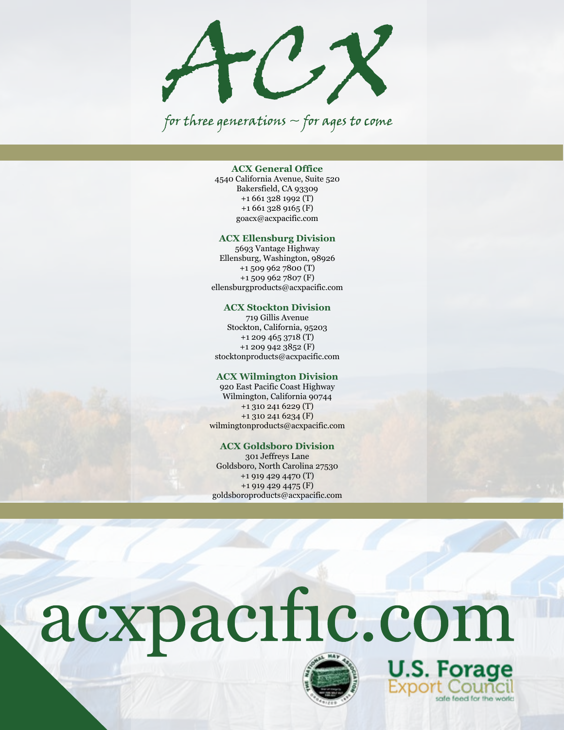# ACX

*for three generations ~ for ages to come*

**ACX General Office**
4540 California Avenue, Suite 520
Bakersfield, CA 93309
+1 661 328 1992 (T)
+1 661 328 9165 (F)
goacx@acxpacific.com

**ACX Ellensburg Division**
5693 Vantage Highway
Ellensburg, Washington, 98926
+1 509 962 7800 (T)
+1 509 962 7807 (F)
ellensburgproducts@acxpacific.com

**ACX Stockton Division**
719 Gillis Avenue
Stockton, California, 95203
+1 209 465 3718 (T)
+1 209 942 3852 (F)
stocktonproducts@acxpacific.com

**ACX Wilmington Division**
920 East Pacific Coast Highway
Wilmington, California 90744
+1 310 241 6229 (T)
+1 310 241 6234 (F)
wilmingtonproducts@acxpacific.com

**ACX Goldsboro Division**
301 Jeffreys Lane
Goldsboro, North Carolina 27530
+1 919 429 4470 (T)
+1 919 429 4475 (F)
goldsboroproducts@acxpacific.com

# acxpacific.com

U.S. Forage Export Council
safe feed for the world